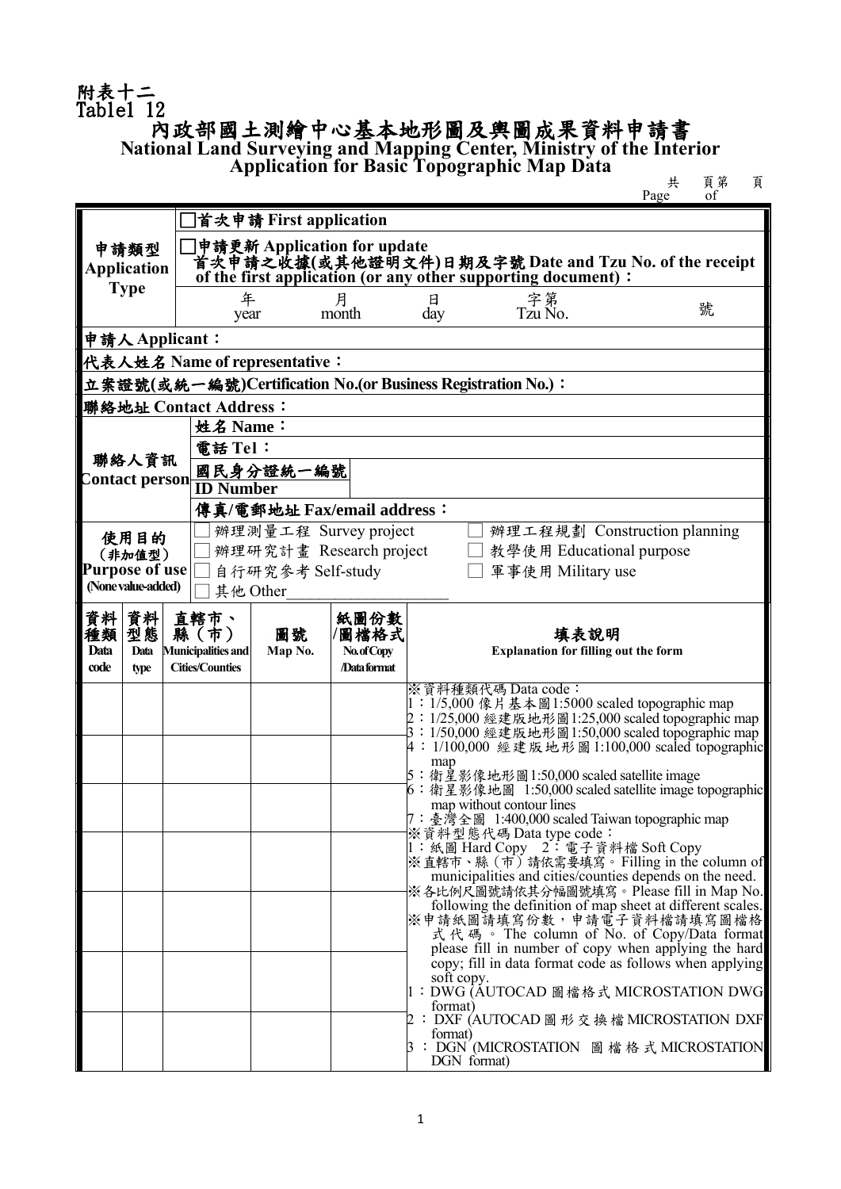附表十二
Tablel 12

# 內政部國土測繪中心基本地形圖及輿圖成果資料申請書

## National Land Surveying and Mapping Center, Ministry of the Interior Application for Basic Topographic Map Data

共　頁第　頁
Page　of

| 申請類型 Application Type | □首次申請 First application |
|---|---|
| | □申請更新 Application for update<br>首次申請之收據(或其他證明文件)日期及字號 Date and Tzu No. of the receipt of the first application (or any other supporting document)：<br>年 year　月 month　日 day　字第 Tzu No.　號 |
| 申請人 Applicant： | |
| 代表人姓名 Name of representative： | |
| 立案證號(或統一編號)Certification No.(or Business Registration No.)： | |
| 聯絡地址 Contact Address： | |
| 聯絡人資訊 Contact person | 姓名 Name： |
| | 電話 Tel： |
| | 國民身分證統一編號 ID Number |
| | 傳真/電郵地址 Fax/email address： |
| 使用目的（非加值型）Purpose of use (None value-added) | □辦理測量工程 Survey project　□辦理工程規劃 Construction planning<br>□辦理研究計畫 Research project　□教學使用 Educational purpose<br>□自行研究參考 Self-study　□軍事使用 Military use<br>□其他 Other___________________ |

| 資料種類 Data code | 資料型態 Data type | 直轄市、縣（市） Municipalities and Cities/Counties | 圖號 Map No. | 紙圖份數/圖檔格式 No. of Copy /Data format | 填表說明 Explanation for filling out the form |
|---|---|---|---|---|---|
| | | | | | ※資料種類代碼 Data code：<br>1：1/5,000 像片基本圖1:5000 scaled topographic map<br>2：1/25,000 經建版地形圖1:25,000 scaled topographic map<br>3：1/50,000 經建版地形圖1:50,000 scaled topographic map<br>4：1/100,000 經建版地形圖 1:100,000 scaled topographic map<br>5：衛星影像地形圖1:50,000 scaled satellite image<br>6：衛星影像地圖 1:50,000 scaled satellite image topographic map without contour lines<br>7：臺灣全圖 1:400,000 scaled Taiwan topographic map<br>※資料型態代碼 Data type code：<br>1：紙圖 Hard Copy　2：電子資料檔 Soft Copy<br>※直轄市、縣（市）請依需要填寫。Filling in the column of municipalities and cities/counties depends on the need.<br>※各比例尺圖號請依其分幅圖號填寫。Please fill in Map No. following the definition of map sheet at different scales.<br>※申請紙圖請填寫份數，申請電子資料檔請填寫圖檔格式代碼。The column of No. of Copy/Data format please fill in number of copy when applying the hard copy; fill in data format code as follows when applying soft copy.<br>1：DWG (AUTOCAD 圖檔格式 MICROSTATION DWG format)<br>2：DXF (AUTOCAD 圖形交換檔 MICROSTATION DXF format)<br>3：DGN (MICROSTATION 圖檔格式 MICROSTATION DGN format) |
| | | | | | |
| | | | | | |
| | | | | | |
| | | | | | |
| | | | | | |
| | | | | | |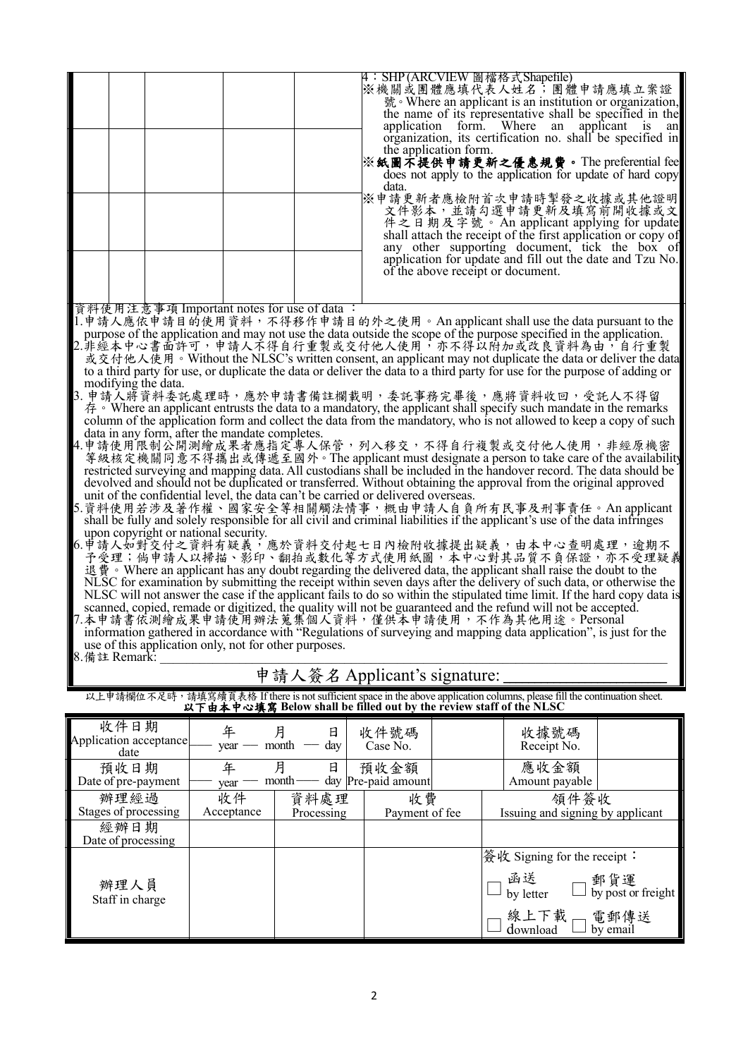| | | | | | |
|---|---|---|---|---|---|
| | | | | | 4：SHP (ARCVIEW 圖檔格式Shapefile)<br>※機關或團體應填代表人姓名；團體申請應填立案證號。Where an applicant is an institution or organization, the name of its representative shall be specified in the application form. Where an applicant is an organization, its certification no. shall be specified in the application form.<br>**※紙圖不提供申請更新之優惠規費。**The preferential fee does not apply to the application for update of hard copy data.<br>※申請更新者應檢附首次申請時掣發之收據或其他證明文件影本，並請勾選申請更新及填寫前開收據或文件之日期及字號。An applicant applying for update shall attach the receipt of the first application or copy of any other supporting document, tick the box of application for update and fill out the date and Tzu No. of the above receipt or document. |
| | | | | | |
| | | | | | |
| | | | | | |

資料使用注意事項 Important notes for use of data ：

1. 申請人應依申請目的使用資料，不得移作申請目的外之使用。An applicant shall use the data pursuant to the purpose of the application and may not use the data outside the scope of the purpose specified in the application.
2. 非經本中心書面許可，申請人不得自行重製或交付他人使用，亦不得以附加或改良資料為由，自行重製或交付他人使用。Without the NLSC's written consent, an applicant may not duplicate the data or deliver the data to a third party for use, or duplicate the data or deliver the data to a third party for use for the purpose of adding or modifying the data.
3. 申請人將資料委託處理時，應於申請書備註欄載明，委託事務完畢後，應將資料收回，受託人不得留存。Where an applicant entrusts the data to a mandatory, the applicant shall specify such mandate in the remarks column of the application form and collect the data from the mandatory, who is not allowed to keep a copy of such data in any form, after the mandate completes.
4. 申請使用限制公開測繪成果者應指定專人保管，列入移交，不得自行複製或交付他人使用，非經原機密等級核定機關同意不得攜出或傳遞至國外。The applicant must designate a person to take care of the availability restricted surveying and mapping data. All custodians shall be included in the handover record. The data should be devolved and should not be duplicated or transferred. Without obtaining the approval from the original approved unit of the confidential level, the data can't be carried or delivered overseas.
5. 資料使用若涉及著作權、國家安全等相關觸法情事，概由申請人自負所有民事及刑事責任。An applicant shall be fully and solely responsible for all civil and criminal liabilities if the applicant's use of the data infringes upon copyright or national security.
6. 申請人如對交付之資料有疑義，應於資料交付起七日內檢附收據提出疑義，由本中心查明處理，逾期不予受理；倘申請人以掃描、影印、翻拍或數化等方式使用紙圖，本中心對其品質不負保證，亦不受理疑義退費。Where an applicant has any doubt regarding the delivered data, the applicant shall raise the doubt to the NLSC for examination by submitting the receipt within seven days after the delivery of such data, or otherwise the NLSC will not answer the case if the applicant fails to do so within the stipulated time limit. If the hard copy data is scanned, copied, remade or digitized, the quality will not be guaranteed and the refund will not be accepted.
7. 本申請書依測繪成果申請使用辦法蒐集個人資料，僅供本申請使用，不作為其他用途。Personal information gathered in accordance with "Regulations of surveying and mapping data application", is just for the use of this application only, not for other purposes.
8. 備註 Remark: ______________________________

申請人簽名 Applicant's signature: ____________________

以上申請欄位不足時，請填寫續頁表格 If there is not sufficient space in the above application columns, please fill the continuation sheet.

**以下由本中心填寫 Below shall be filled out by the review staff of the NLSC**

| 收件日期<br>Application acceptance date | ___年 year ___月 month ___日 day | | 收件號碼<br>Case No. | | 收據號碼<br>Receipt No. | |
|---|---|---|---|---|---|---|
| 預收日期<br>Date of pre-payment | ___年 year ___月 month ___日 day | | 預收金額<br>Pre-paid amount | | 應收金額<br>Amount payable | |
| 辦理經過<br>Stages of processing | 收件<br>Acceptance | 資料處理<br>Processing | 收費<br>Payment of fee | | 領件簽收<br>Issuing and signing by applicant | |
| 經辦日期<br>Date of processing | | | | | | |
| 辦理人員<br>Staff in charge | | | | | 簽收 Signing for the receipt：<br>☐ 函送 by letter ☐ 郵貨運 by post or freight<br>☐ 線上下載 download ☐ 電郵傳送 by email | |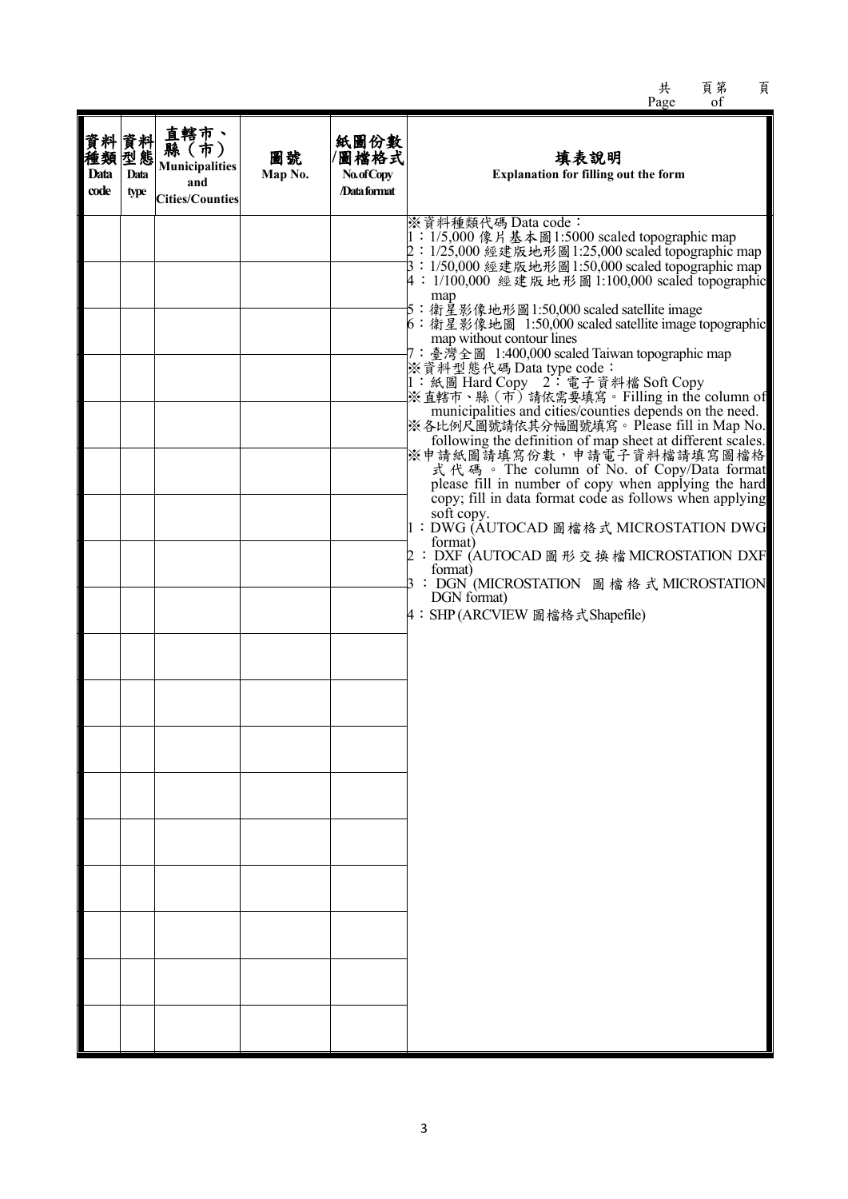| 資料種類 Data code | 資料型態 Data type | 直轄市、縣（市） Municipalities and Cities/Counties | 圖號 Map No. | 紙圖份數/圖檔格式 No. of Copy /Data format | 填表說明 Explanation for filling out the form |
|---|---|---|---|---|---|
| | | | | | ※資料種類代碼 Data code：<br>1：1/5,000 像片基本圖1:5000 scaled topographic map<br>2：1/25,000 經建版地形圖1:25,000 scaled topographic map<br>3：1/50,000 經建版地形圖1:50,000 scaled topographic map<br>4：1/100,000 經建版地形圖1:100,000 scaled topographic map<br>5：衛星影像地形圖1:50,000 scaled satellite image<br>6：衛星影像地圖 1:50,000 scaled satellite image topographic map without contour lines<br>7：臺灣全圖 1:400,000 scaled Taiwan topographic map<br>※資料型態代碼 Data type code：<br>1：紙圖 Hard Copy 2：電子資料檔 Soft Copy<br>※直轄市、縣（市）請依需要填寫。Filling in the column of municipalities and cities/counties depends on the need.<br>※各比例尺圖號請依其分幅圖號填寫。Please fill in Map No. following the definition of map sheet at different scales.<br>※申請紙圖請填寫份數，申請電子資料檔請填寫圖檔格式代碼。The column of No. of Copy/Data format please fill in number of copy when applying the hard copy; fill in data format code as follows when applying soft copy.<br>1：DWG (AUTOCAD 圖檔格式 MICROSTATION DWG format)<br>2：DXF (AUTOCAD 圖形交換檔 MICROSTATION DXF format)<br>3：DGN (MICROSTATION 圖檔格式 MICROSTATION DGN format)<br>4：SHP (ARCVIEW 圖檔格式Shapefile) |
| | | | | | |
| | | | | | |
| | | | | | |
| | | | | | |
| | | | | | |
| | | | | | |
| | | | | | |
| | | | | | |
| | | | | | |
| | | | | | |
| | | | | | |
| | | | | | |
| | | | | | |
| | | | | | |
| | | | | | |
| | | | | | |
| | | | | | |